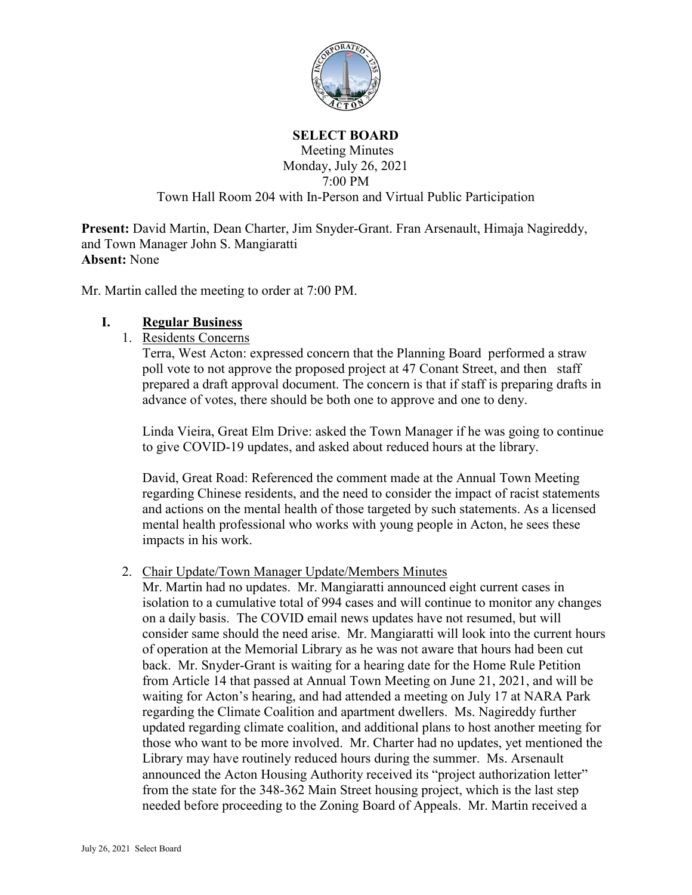# SELECT BOARD

Meeting Minutes
Monday, July 26, 2021
7:00 PM
Town Hall Room 204 with In-Person and Virtual Public Participation

**Present:** David Martin, Dean Charter, Jim Snyder-Grant. Fran Arsenault, Himaja Nagireddy, and Town Manager John S. Mangiaratti
**Absent:** None

Mr. Martin called the meeting to order at 7:00 PM.

## I. Regular Business

1. Residents Concerns

   Terra, West Acton: expressed concern that the Planning Board performed a straw poll vote to not approve the proposed project at 47 Conant Street, and then staff prepared a draft approval document. The concern is that if staff is preparing drafts in advance of votes, there should be both one to approve and one to deny.

   Linda Vieira, Great Elm Drive: asked the Town Manager if he was going to continue to give COVID-19 updates, and asked about reduced hours at the library.

   David, Great Road: Referenced the comment made at the Annual Town Meeting regarding Chinese residents, and the need to consider the impact of racist statements and actions on the mental health of those targeted by such statements. As a licensed mental health professional who works with young people in Acton, he sees these impacts in his work.

2. Chair Update/Town Manager Update/Members Minutes

   Mr. Martin had no updates. Mr. Mangiaratti announced eight current cases in isolation to a cumulative total of 994 cases and will continue to monitor any changes on a daily basis. The COVID email news updates have not resumed, but will consider same should the need arise. Mr. Mangiaratti will look into the current hours of operation at the Memorial Library as he was not aware that hours had been cut back. Mr. Snyder-Grant is waiting for a hearing date for the Home Rule Petition from Article 14 that passed at Annual Town Meeting on June 21, 2021, and will be waiting for Acton's hearing, and had attended a meeting on July 17 at NARA Park regarding the Climate Coalition and apartment dwellers. Ms. Nagireddy further updated regarding climate coalition, and additional plans to host another meeting for those who want to be more involved. Mr. Charter had no updates, yet mentioned the Library may have routinely reduced hours during the summer. Ms. Arsenault announced the Acton Housing Authority received its "project authorization letter" from the state for the 348-362 Main Street housing project, which is the last step needed before proceeding to the Zoning Board of Appeals. Mr. Martin received a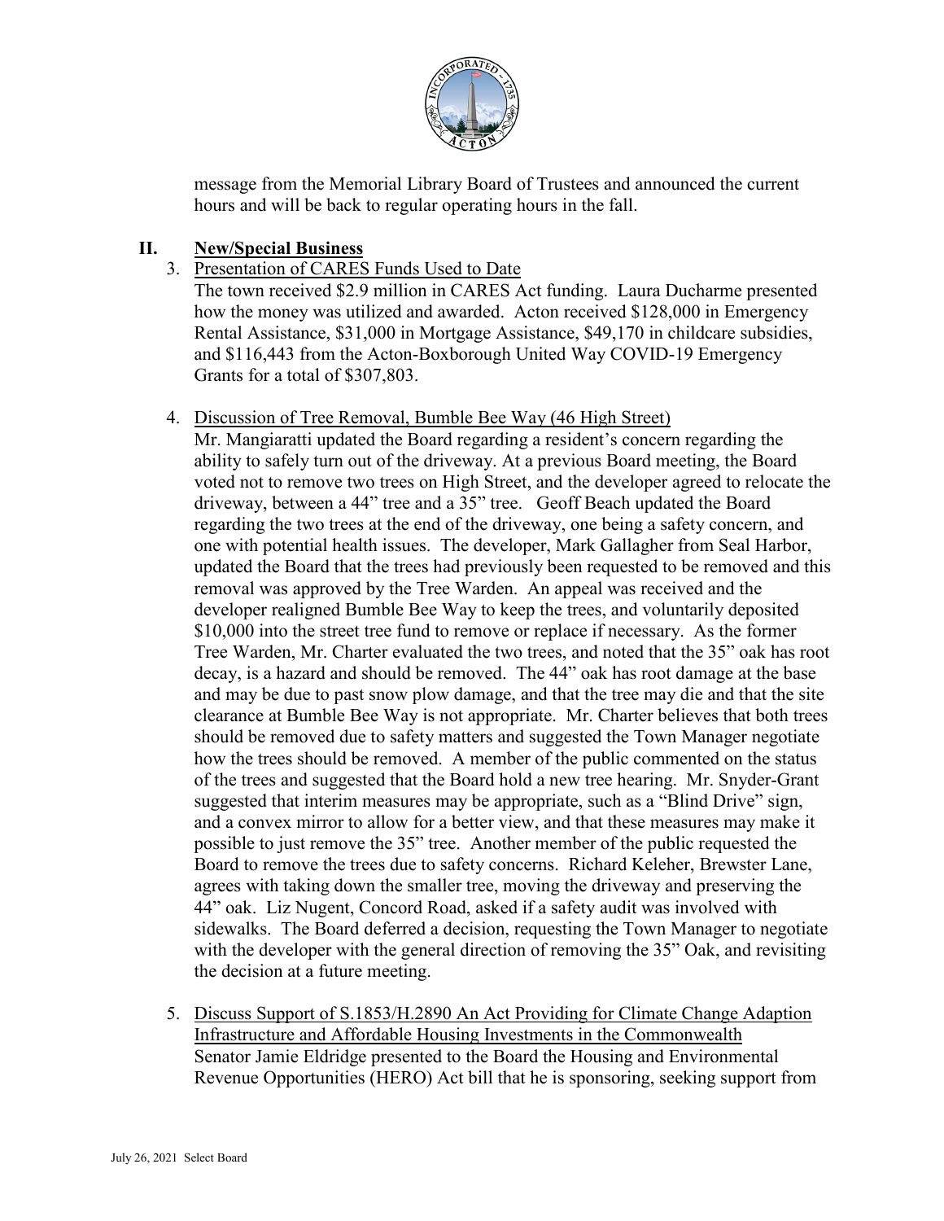message from the Memorial Library Board of Trustees and announced the current hours and will be back to regular operating hours in the fall.

## II. New/Special Business

3. Presentation of CARES Funds Used to Date

   The town received $2.9 million in CARES Act funding. Laura Ducharme presented how the money was utilized and awarded. Acton received $128,000 in Emergency Rental Assistance, $31,000 in Mortgage Assistance, $49,170 in childcare subsidies, and $116,443 from the Acton-Boxborough United Way COVID-19 Emergency Grants for a total of $307,803.

4. Discussion of Tree Removal, Bumble Bee Way (46 High Street)

   Mr. Mangiaratti updated the Board regarding a resident's concern regarding the ability to safely turn out of the driveway. At a previous Board meeting, the Board voted not to remove two trees on High Street, and the developer agreed to relocate the driveway, between a 44" tree and a 35" tree. Geoff Beach updated the Board regarding the two trees at the end of the driveway, one being a safety concern, and one with potential health issues. The developer, Mark Gallagher from Seal Harbor, updated the Board that the trees had previously been requested to be removed and this removal was approved by the Tree Warden. An appeal was received and the developer realigned Bumble Bee Way to keep the trees, and voluntarily deposited $10,000 into the street tree fund to remove or replace if necessary. As the former Tree Warden, Mr. Charter evaluated the two trees, and noted that the 35" oak has root decay, is a hazard and should be removed. The 44" oak has root damage at the base and may be due to past snow plow damage, and that the tree may die and that the site clearance at Bumble Bee Way is not appropriate. Mr. Charter believes that both trees should be removed due to safety matters and suggested the Town Manager negotiate how the trees should be removed. A member of the public commented on the status of the trees and suggested that the Board hold a new tree hearing. Mr. Snyder-Grant suggested that interim measures may be appropriate, such as a "Blind Drive" sign, and a convex mirror to allow for a better view, and that these measures may make it possible to just remove the 35" tree. Another member of the public requested the Board to remove the trees due to safety concerns. Richard Keleher, Brewster Lane, agrees with taking down the smaller tree, moving the driveway and preserving the 44" oak. Liz Nugent, Concord Road, asked if a safety audit was involved with sidewalks. The Board deferred a decision, requesting the Town Manager to negotiate with the developer with the general direction of removing the 35" Oak, and revisiting the decision at a future meeting.

5. Discuss Support of S.1853/H.2890 An Act Providing for Climate Change Adaption Infrastructure and Affordable Housing Investments in the Commonwealth

   Senator Jamie Eldridge presented to the Board the Housing and Environmental Revenue Opportunities (HERO) Act bill that he is sponsoring, seeking support from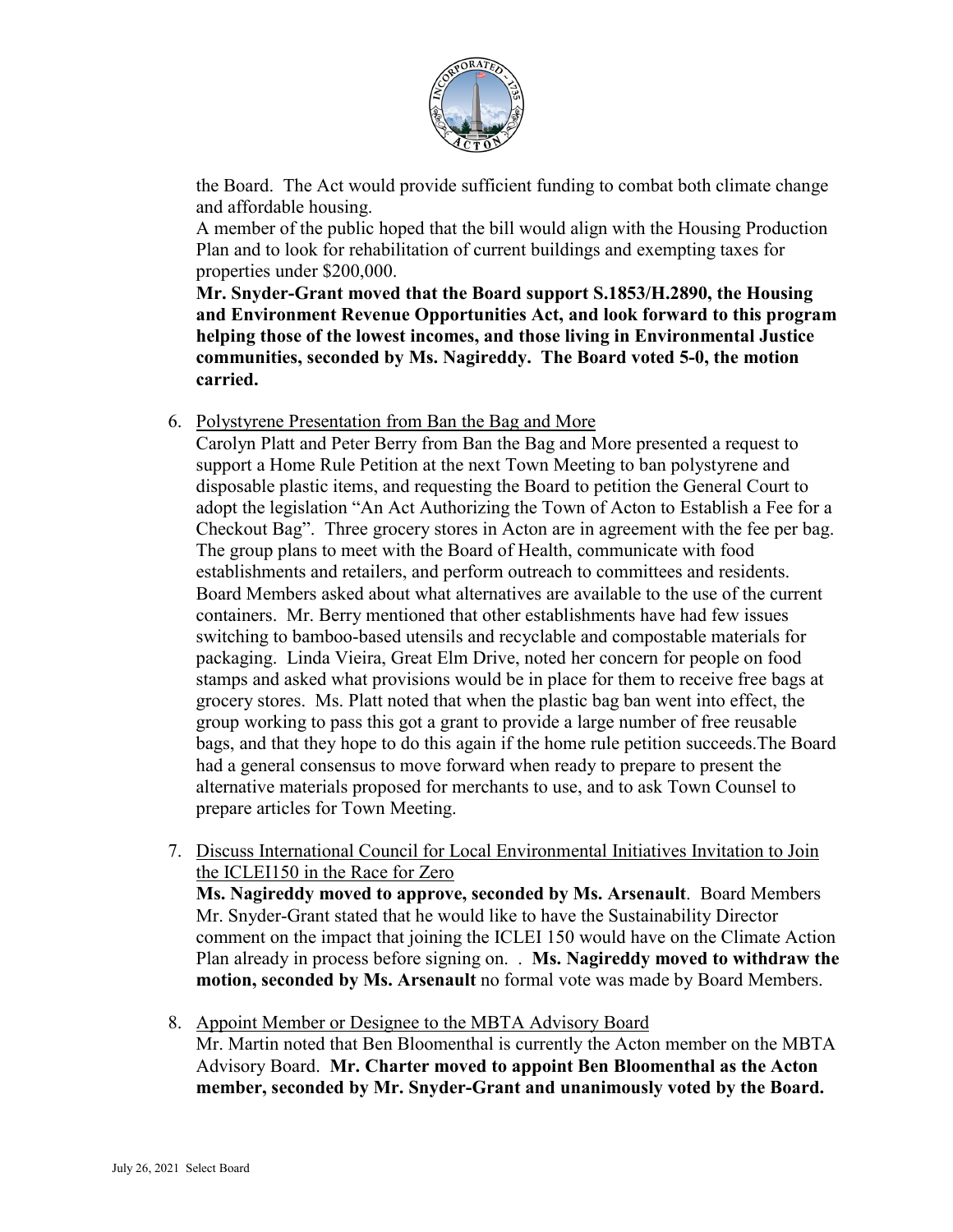the Board. The Act would provide sufficient funding to combat both climate change and affordable housing.
A member of the public hoped that the bill would align with the Housing Production Plan and to look for rehabilitation of current buildings and exempting taxes for properties under $200,000.
**Mr. Snyder-Grant moved that the Board support S.1853/H.2890, the Housing and Environment Revenue Opportunities Act, and look forward to this program helping those of the lowest incomes, and those living in Environmental Justice communities, seconded by Ms. Nagireddy. The Board voted 5-0, the motion carried.**

6. Polystyrene Presentation from Ban the Bag and More
Carolyn Platt and Peter Berry from Ban the Bag and More presented a request to support a Home Rule Petition at the next Town Meeting to ban polystyrene and disposable plastic items, and requesting the Board to petition the General Court to adopt the legislation "An Act Authorizing the Town of Acton to Establish a Fee for a Checkout Bag". Three grocery stores in Acton are in agreement with the fee per bag. The group plans to meet with the Board of Health, communicate with food establishments and retailers, and perform outreach to committees and residents. Board Members asked about what alternatives are available to the use of the current containers. Mr. Berry mentioned that other establishments have had few issues switching to bamboo-based utensils and recyclable and compostable materials for packaging. Linda Vieira, Great Elm Drive, noted her concern for people on food stamps and asked what provisions would be in place for them to receive free bags at grocery stores. Ms. Platt noted that when the plastic bag ban went into effect, the group working to pass this got a grant to provide a large number of free reusable bags, and that they hope to do this again if the home rule petition succeeds.The Board had a general consensus to move forward when ready to prepare to present the alternative materials proposed for merchants to use, and to ask Town Counsel to prepare articles for Town Meeting.

7. Discuss International Council for Local Environmental Initiatives Invitation to Join the ICLEI150 in the Race for Zero
**Ms. Nagireddy moved to approve, seconded by Ms. Arsenault**. Board Members Mr. Snyder-Grant stated that he would like to have the Sustainability Director comment on the impact that joining the ICLEI 150 would have on the Climate Action Plan already in process before signing on. . **Ms. Nagireddy moved to withdraw the motion, seconded by Ms. Arsenault** no formal vote was made by Board Members.

8. Appoint Member or Designee to the MBTA Advisory Board
Mr. Martin noted that Ben Bloomenthal is currently the Acton member on the MBTA Advisory Board. **Mr. Charter moved to appoint Ben Bloomenthal as the Acton member, seconded by Mr. Snyder-Grant and unanimously voted by the Board.**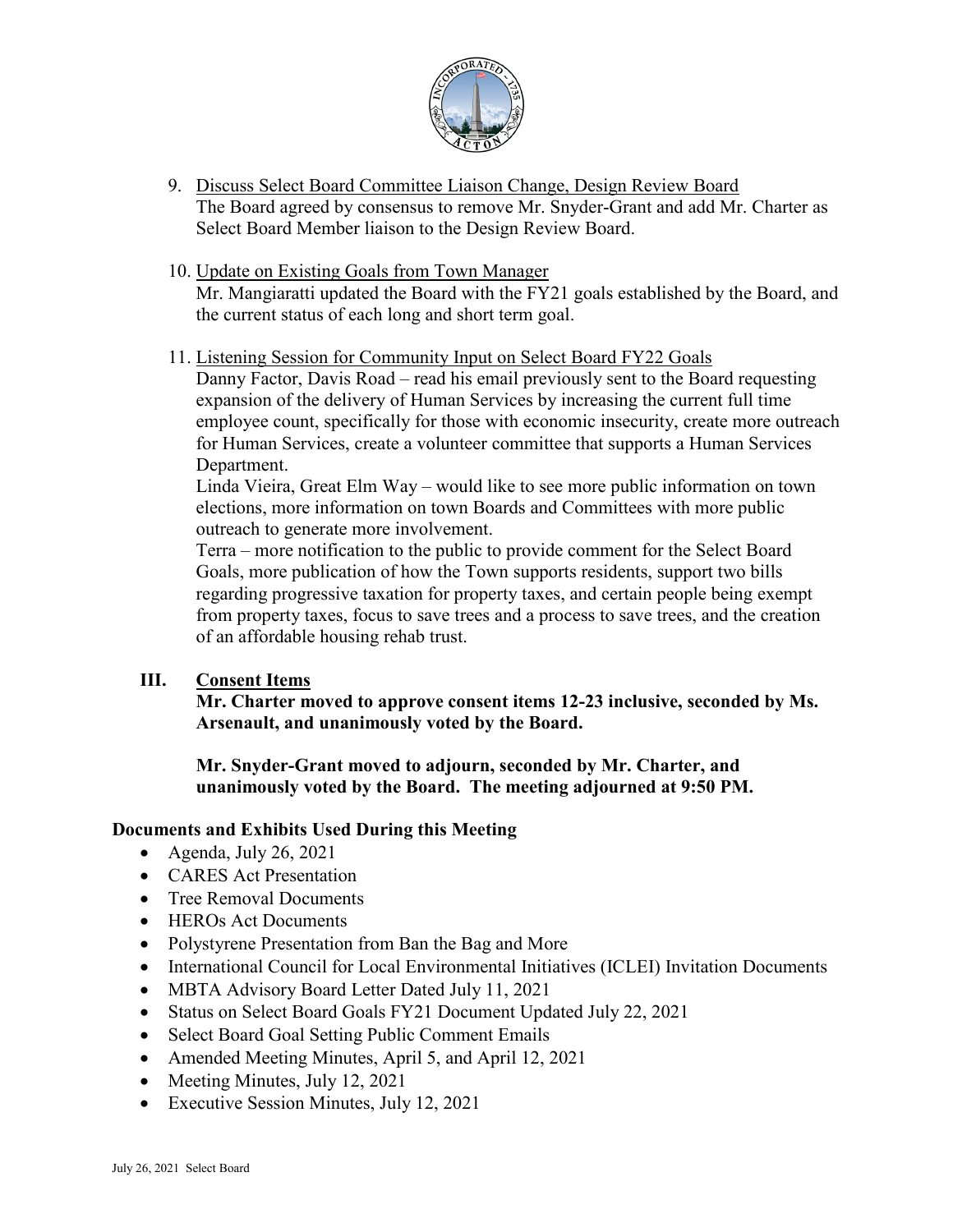9. Discuss Select Board Committee Liaison Change, Design Review Board
   The Board agreed by consensus to remove Mr. Snyder-Grant and add Mr. Charter as Select Board Member liaison to the Design Review Board.

10. Update on Existing Goals from Town Manager
    Mr. Mangiaratti updated the Board with the FY21 goals established by the Board, and the current status of each long and short term goal.

11. Listening Session for Community Input on Select Board FY22 Goals
    Danny Factor, Davis Road – read his email previously sent to the Board requesting expansion of the delivery of Human Services by increasing the current full time employee count, specifically for those with economic insecurity, create more outreach for Human Services, create a volunteer committee that supports a Human Services Department.
    Linda Vieira, Great Elm Way – would like to see more public information on town elections, more information on town Boards and Committees with more public outreach to generate more involvement.
    Terra – more notification to the public to provide comment for the Select Board Goals, more publication of how the Town supports residents, support two bills regarding progressive taxation for property taxes, and certain people being exempt from property taxes, focus to save trees and a process to save trees, and the creation of an affordable housing rehab trust.

## III. Consent Items

**Mr. Charter moved to approve consent items 12-23 inclusive, seconded by Ms. Arsenault, and unanimously voted by the Board.**

**Mr. Snyder-Grant moved to adjourn, seconded by Mr. Charter, and unanimously voted by the Board. The meeting adjourned at 9:50 PM.**

### Documents and Exhibits Used During this Meeting

- Agenda, July 26, 2021
- CARES Act Presentation
- Tree Removal Documents
- HEROs Act Documents
- Polystyrene Presentation from Ban the Bag and More
- International Council for Local Environmental Initiatives (ICLEI) Invitation Documents
- MBTA Advisory Board Letter Dated July 11, 2021
- Status on Select Board Goals FY21 Document Updated July 22, 2021
- Select Board Goal Setting Public Comment Emails
- Amended Meeting Minutes, April 5, and April 12, 2021
- Meeting Minutes, July 12, 2021
- Executive Session Minutes, July 12, 2021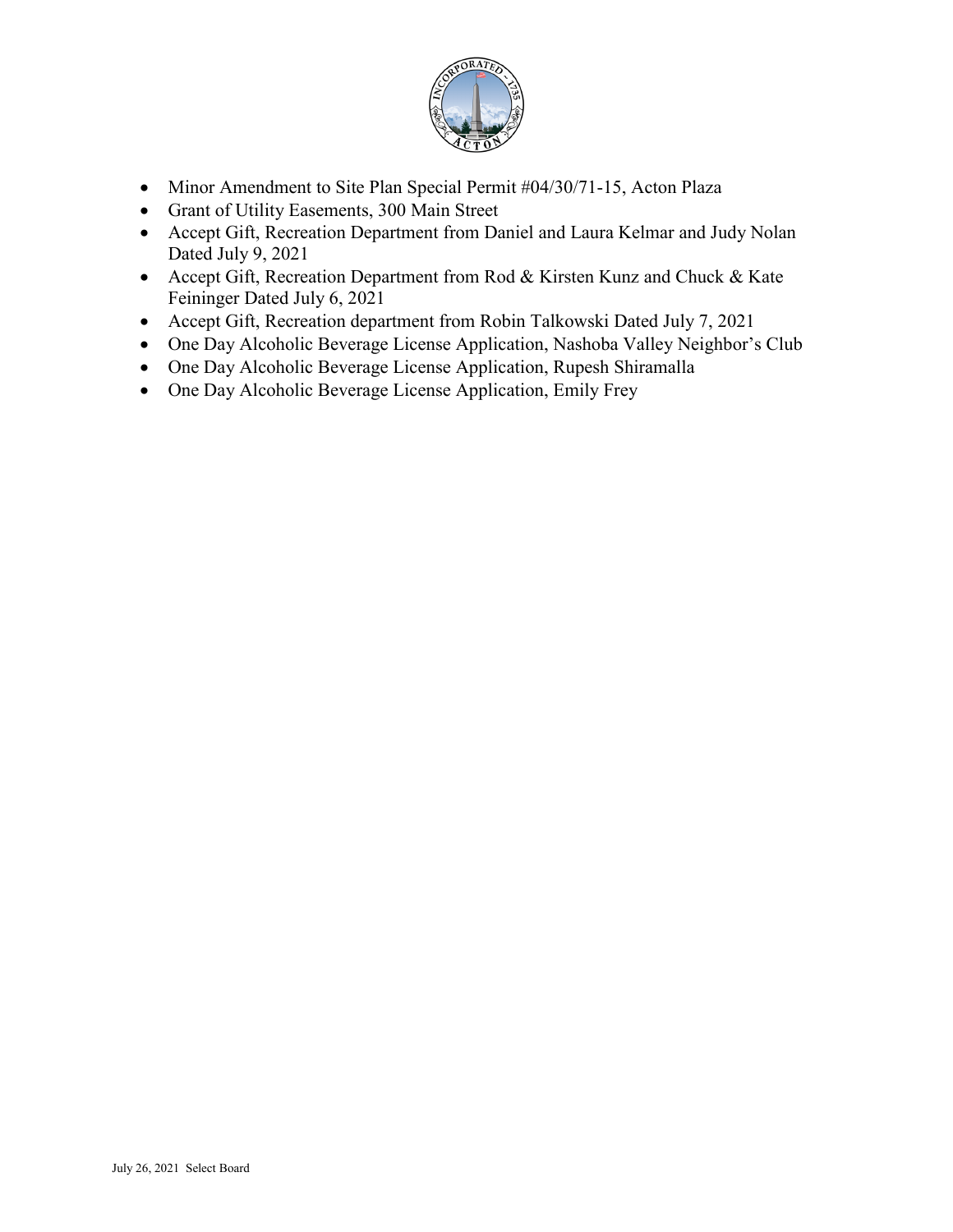- Minor Amendment to Site Plan Special Permit #04/30/71-15, Acton Plaza
- Grant of Utility Easements, 300 Main Street
- Accept Gift, Recreation Department from Daniel and Laura Kelmar and Judy Nolan Dated July 9, 2021
- Accept Gift, Recreation Department from Rod & Kirsten Kunz and Chuck & Kate Feininger Dated July 6, 2021
- Accept Gift, Recreation department from Robin Talkowski Dated July 7, 2021
- One Day Alcoholic Beverage License Application, Nashoba Valley Neighbor's Club
- One Day Alcoholic Beverage License Application, Rupesh Shiramalla
- One Day Alcoholic Beverage License Application, Emily Frey